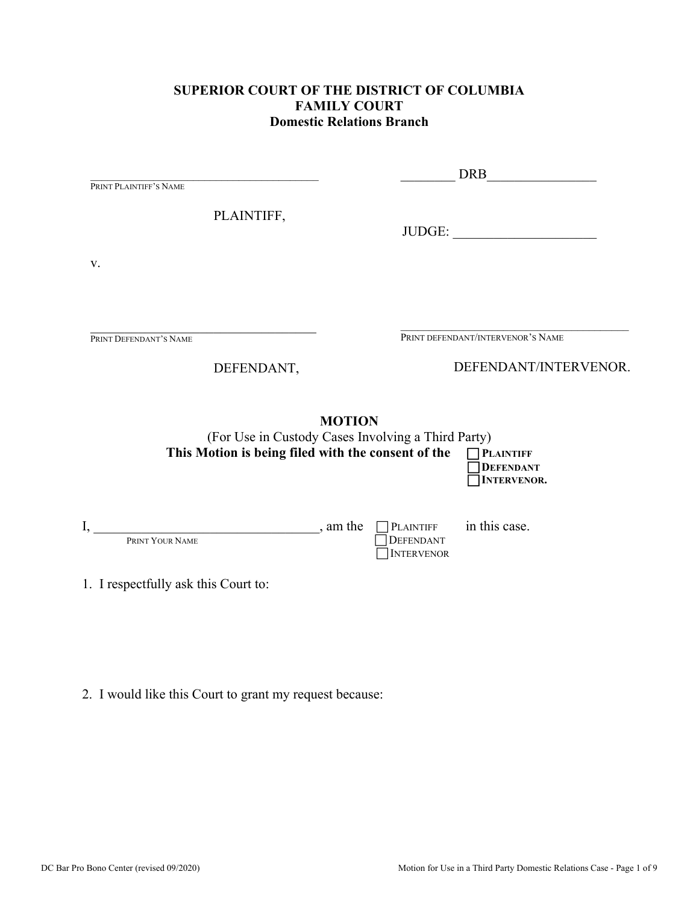**SUPERIOR COURT OF THE DISTRICT OF COLUMBIA**
**FAMILY COURT**
**Domestic Relations Branch**

\_\_\_\_\_\_\_\_\_\_\_\_\_\_\_\_\_\_\_\_\_\_\_\_\_\_\_\_\_\_\_\_\_\_\_\_\_\_\_\_
PRINT PLAINTIFF'S NAME

PLAINTIFF,

\_\_\_\_\_\_\_\_ DRB \_\_\_\_\_\_\_\_\_\_\_\_\_\_\_\_

JUDGE: \_\_\_\_\_\_\_\_\_\_\_\_\_\_\_\_\_\_\_\_\_

v.

\_\_\_\_\_\_\_\_\_\_\_\_\_\_\_\_\_\_\_\_\_\_\_\_\_\_\_\_\_\_\_\_\_\_\_\_\_\_\_\_
PRINT DEFENDANT'S NAME

DEFENDANT,

\_\_\_\_\_\_\_\_\_\_\_\_\_\_\_\_\_\_\_\_\_\_\_\_\_\_\_\_\_\_\_\_\_\_\_\_\_\_\_\_
PRINT DEFENDANT/INTERVENOR'S NAME

DEFENDANT/INTERVENOR.

**MOTION**
(For Use in Custody Cases Involving a Third Party)
**This Motion is being filed with the consent of the** ☐ **PLAINTIFF** ☐ **DEFENDANT** ☐ **INTERVENOR.**

I, \_\_\_\_\_\_\_\_\_\_\_\_\_\_\_\_\_\_\_\_\_\_\_\_\_\_\_\_\_\_\_\_\_\_\_, am the ☐ PLAINTIFF ☐ DEFENDANT ☐ INTERVENOR in this case.
PRINT YOUR NAME

1. I respectfully ask this Court to:

2. I would like this Court to grant my request because: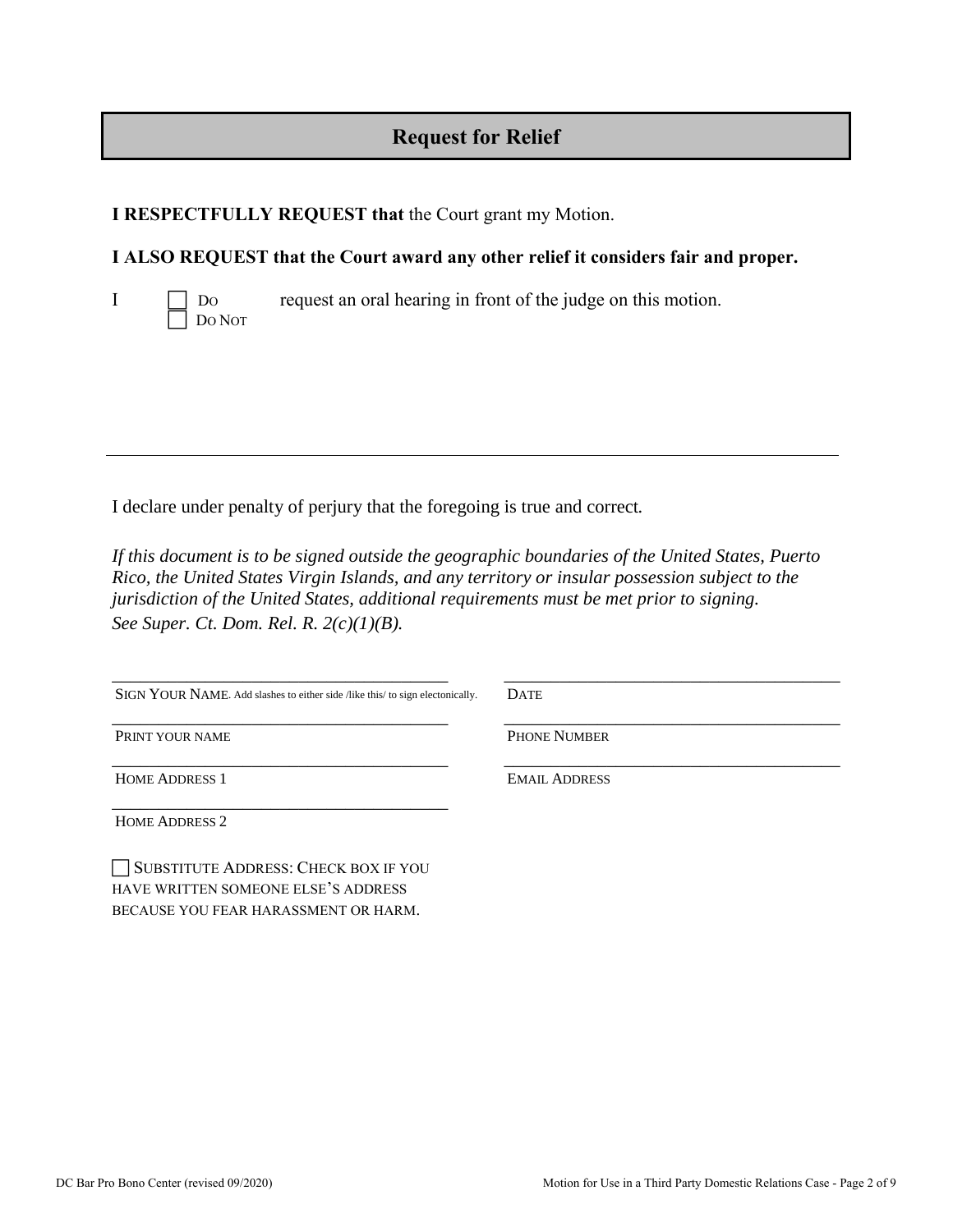## Request for Relief

**I RESPECTFULLY REQUEST that** the Court grant my Motion.

**I ALSO REQUEST that the Court award any other relief it considers fair and proper.**

I ☐ DO ☐ DO NOT request an oral hearing in front of the judge on this motion.

---

I declare under penalty of perjury that the foregoing is true and correct.

*If this document is to be signed outside the geographic boundaries of the United States, Puerto Rico, the United States Virgin Islands, and any territory or insular possession subject to the jurisdiction of the United States, additional requirements must be met prior to signing. See Super. Ct. Dom. Rel. R. 2(c)(1)(B).*

| | |
|---|---|
| ______________________________ | ______________________________ |
| SIGN YOUR NAME. Add slashes to either side /like this/ to sign electonically. | DATE |
| ______________________________ | ______________________________ |
| PRINT YOUR NAME | PHONE NUMBER |
| ______________________________ | ______________________________ |
| HOME ADDRESS 1 | EMAIL ADDRESS |
| ______________________________ | |
| HOME ADDRESS 2 | |

☐ SUBSTITUTE ADDRESS: CHECK BOX IF YOU HAVE WRITTEN SOMEONE ELSE'S ADDRESS BECAUSE YOU FEAR HARASSMENT OR HARM.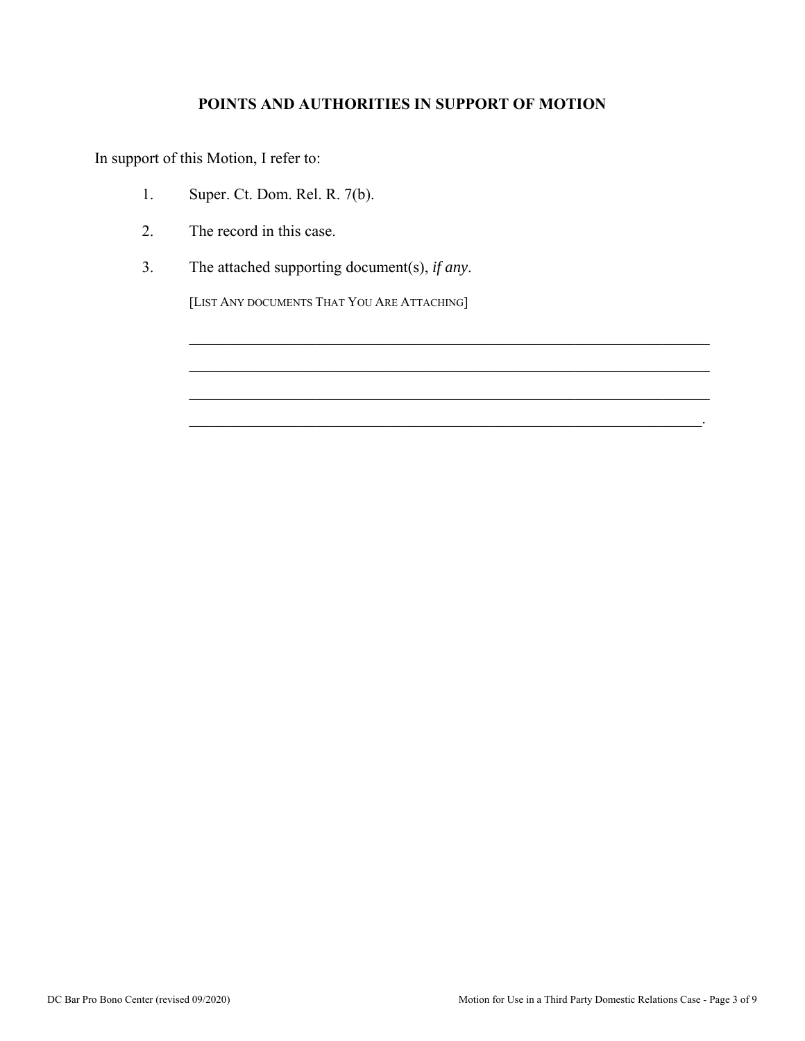**POINTS AND AUTHORITIES IN SUPPORT OF MOTION**

In support of this Motion, I refer to:

1. Super. Ct. Dom. Rel. R. 7(b).

2. The record in this case.

3. The attached supporting document(s), *if any*.

   [LIST ANY DOCUMENTS THAT YOU ARE ATTACHING]

   ______________________________________________________________________

   ______________________________________________________________________

   ______________________________________________________________________

   _____________________________________________________________________.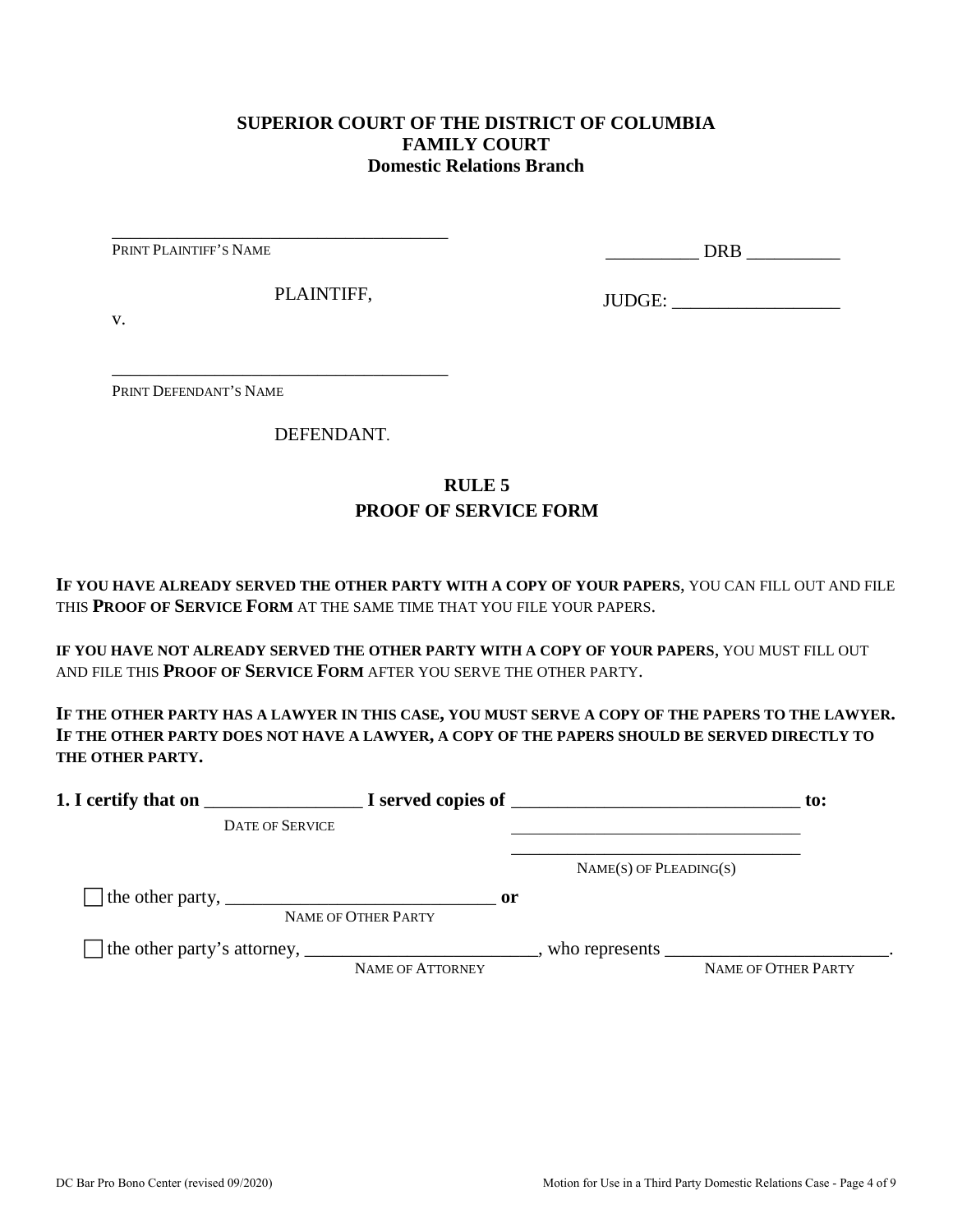**SUPERIOR COURT OF THE DISTRICT OF COLUMBIA**
**FAMILY COURT**
**Domestic Relations Branch**

_____________________________________
PRINT PLAINTIFF'S NAME

PLAINTIFF,

v.

_____________________________________
PRINT DEFENDANT'S NAME

DEFENDANT.

__________ DRB __________

JUDGE: __________________

**RULE 5**
**PROOF OF SERVICE FORM**

**IF YOU HAVE ALREADY SERVED THE OTHER PARTY WITH A COPY OF YOUR PAPERS**, YOU CAN FILL OUT AND FILE THIS **PROOF OF SERVICE FORM** AT THE SAME TIME THAT YOU FILE YOUR PAPERS.

**IF YOU HAVE NOT ALREADY SERVED THE OTHER PARTY WITH A COPY OF YOUR PAPERS**, YOU MUST FILL OUT AND FILE THIS **PROOF OF SERVICE FORM** AFTER YOU SERVE THE OTHER PARTY.

**IF THE OTHER PARTY HAS A LAWYER IN THIS CASE, YOU MUST SERVE A COPY OF THE PAPERS TO THE LAWYER. IF THE OTHER PARTY DOES NOT HAVE A LAWYER, A COPY OF THE PAPERS SHOULD BE SERVED DIRECTLY TO THE OTHER PARTY.**

**1. I certify that on** _________________ **I served copies of** _______________________________ **to:**
DATE OF SERVICE
_______________________________
_______________________________
NAME(S) OF PLEADING(S)

☐ the other party, ______________________________ **or**
NAME OF OTHER PARTY

☐ the other party's attorney, _________________________, who represents ________________________.
NAME OF ATTORNEY — NAME OF OTHER PARTY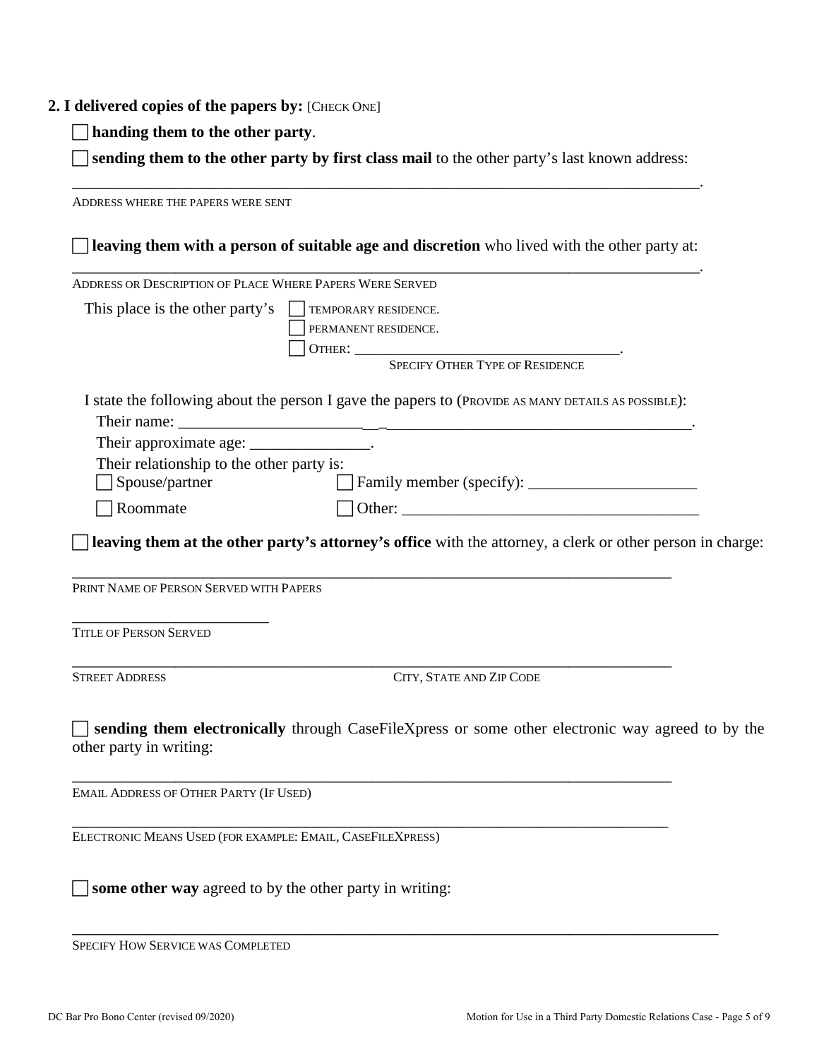**2. I delivered copies of the papers by:** [CHECK ONE]

☐ **handing them to the other party**.

☐ **sending them to the other party by first class mail** to the other party's last known address:

\_\_\_\_\_\_\_\_\_\_\_\_\_\_\_\_\_\_\_\_\_\_\_\_\_\_\_\_\_\_\_\_\_\_\_\_\_\_\_\_\_\_\_\_\_\_\_\_\_\_\_\_\_\_\_\_\_\_\_\_\_\_\_\_\_\_\_\_\_\_\_\_\_\_\_\_.
ADDRESS WHERE THE PAPERS WERE SENT

☐ **leaving them with a person of suitable age and discretion** who lived with the other party at:

\_\_\_\_\_\_\_\_\_\_\_\_\_\_\_\_\_\_\_\_\_\_\_\_\_\_\_\_\_\_\_\_\_\_\_\_\_\_\_\_\_\_\_\_\_\_\_\_\_\_\_\_\_\_\_\_\_\_\_\_\_\_\_\_\_\_\_\_\_\_\_\_\_\_\_\_.
ADDRESS OR DESCRIPTION OF PLACE WHERE PAPERS WERE SERVED

This place is the other party's
☐ TEMPORARY RESIDENCE.
☐ PERMANENT RESIDENCE.
☐ OTHER: \_\_\_\_\_\_\_\_\_\_\_\_\_\_\_\_\_\_\_\_\_\_\_\_\_\_\_\_\_\_\_\_\_\_.
SPECIFY OTHER TYPE OF RESIDENCE

I state the following about the person I gave the papers to (PROVIDE AS MANY DETAILS AS POSSIBLE):

Their name: \_\_\_\_\_\_\_\_\_\_\_\_\_\_\_\_\_\_\_\_\_\_\_\_\_\_\_\_\_\_\_\_\_\_\_\_\_\_\_\_\_\_\_\_\_\_\_\_\_\_\_\_\_\_\_\_\_\_\_\_\_\_\_\_.

Their approximate age: \_\_\_\_\_\_\_\_\_\_\_\_\_\_\_.

Their relationship to the other party is:

☐ Spouse/partner ☐ Family member (specify): \_\_\_\_\_\_\_\_\_\_\_\_\_\_\_\_\_\_\_\_\_

☐ Roommate ☐ Other: \_\_\_\_\_\_\_\_\_\_\_\_\_\_\_\_\_\_\_\_\_\_\_\_\_\_\_\_\_\_\_\_\_\_\_\_\_\_

☐ **leaving them at the other party's attorney's office** with the attorney, a clerk or other person in charge:

\_\_\_\_\_\_\_\_\_\_\_\_\_\_\_\_\_\_\_\_\_\_\_\_\_\_\_\_\_\_\_\_\_\_\_\_\_\_\_\_\_\_\_\_\_\_\_\_\_\_\_\_\_\_\_\_\_\_\_\_\_\_\_\_\_\_\_\_\_\_\_\_\_\_
PRINT NAME OF PERSON SERVED WITH PAPERS

\_\_\_\_\_\_\_\_\_\_\_\_\_\_\_\_\_\_\_\_\_\_\_\_\_
TITLE OF PERSON SERVED

\_\_\_\_\_\_\_\_\_\_\_\_\_\_\_\_\_\_\_\_\_\_\_\_\_\_\_\_\_\_\_\_\_\_\_\_\_\_\_\_\_\_\_\_\_\_\_\_\_\_\_\_\_\_\_\_\_\_\_\_\_\_\_\_\_\_\_\_\_\_\_\_\_\_
STREET ADDRESS CITY, STATE AND ZIP CODE

☐ **sending them electronically** through CaseFileXpress or some other electronic way agreed to by the other party in writing:

\_\_\_\_\_\_\_\_\_\_\_\_\_\_\_\_\_\_\_\_\_\_\_\_\_\_\_\_\_\_\_\_\_\_\_\_\_\_\_\_\_\_\_\_\_\_\_\_\_\_\_\_\_\_\_\_\_\_\_\_\_\_\_\_\_\_\_\_\_\_\_\_\_\_
EMAIL ADDRESS OF OTHER PARTY (IF USED)

\_\_\_\_\_\_\_\_\_\_\_\_\_\_\_\_\_\_\_\_\_\_\_\_\_\_\_\_\_\_\_\_\_\_\_\_\_\_\_\_\_\_\_\_\_\_\_\_\_\_\_\_\_\_\_\_\_\_\_\_\_\_\_\_\_\_\_\_\_\_\_\_\_\_
ELECTRONIC MEANS USED (FOR EXAMPLE: EMAIL, CASEFILEXPRESS)

☐ **some other way** agreed to by the other party in writing:

\_\_\_\_\_\_\_\_\_\_\_\_\_\_\_\_\_\_\_\_\_\_\_\_\_\_\_\_\_\_\_\_\_\_\_\_\_\_\_\_\_\_\_\_\_\_\_\_\_\_\_\_\_\_\_\_\_\_\_\_\_\_\_\_\_\_\_\_\_\_\_\_\_\_\_\_
SPECIFY HOW SERVICE WAS COMPLETED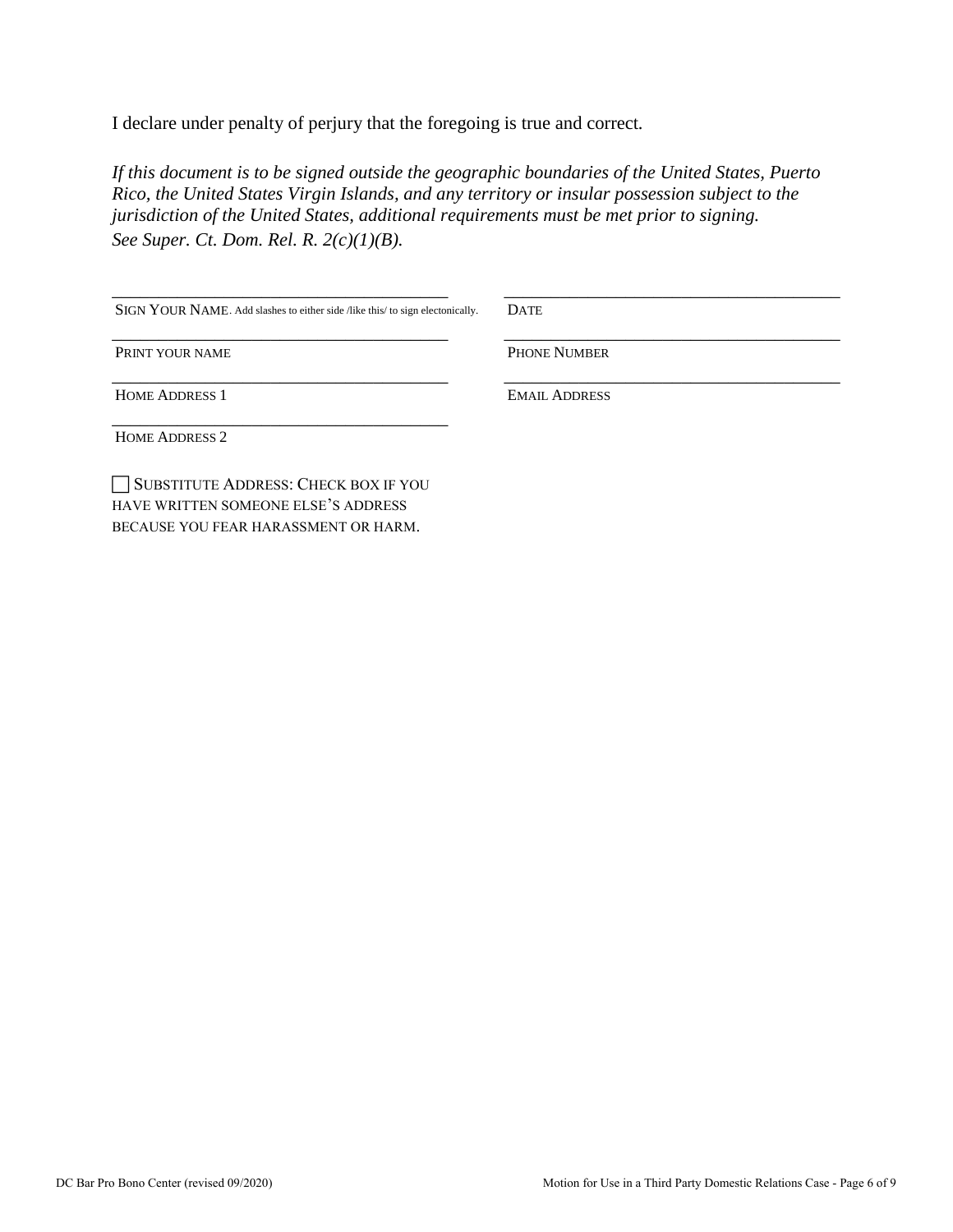I declare under penalty of perjury that the foregoing is true and correct.

*If this document is to be signed outside the geographic boundaries of the United States, Puerto Rico, the United States Virgin Islands, and any territory or insular possession subject to the jurisdiction of the United States, additional requirements must be met prior to signing. See Super. Ct. Dom. Rel. R. 2(c)(1)(B).*

| | |
|---|---|
| ______________________________ | ______________________________ |
| SIGN YOUR NAME. Add slashes to either side /like this/ to sign electonically. | DATE |
| ______________________________ | ______________________________ |
| PRINT YOUR NAME | PHONE NUMBER |
| ______________________________ | ______________________________ |
| HOME ADDRESS 1 | EMAIL ADDRESS |
| ______________________________ | |
| HOME ADDRESS 2 | |

☐ SUBSTITUTE ADDRESS: CHECK BOX IF YOU HAVE WRITTEN SOMEONE ELSE'S ADDRESS BECAUSE YOU FEAR HARASSMENT OR HARM.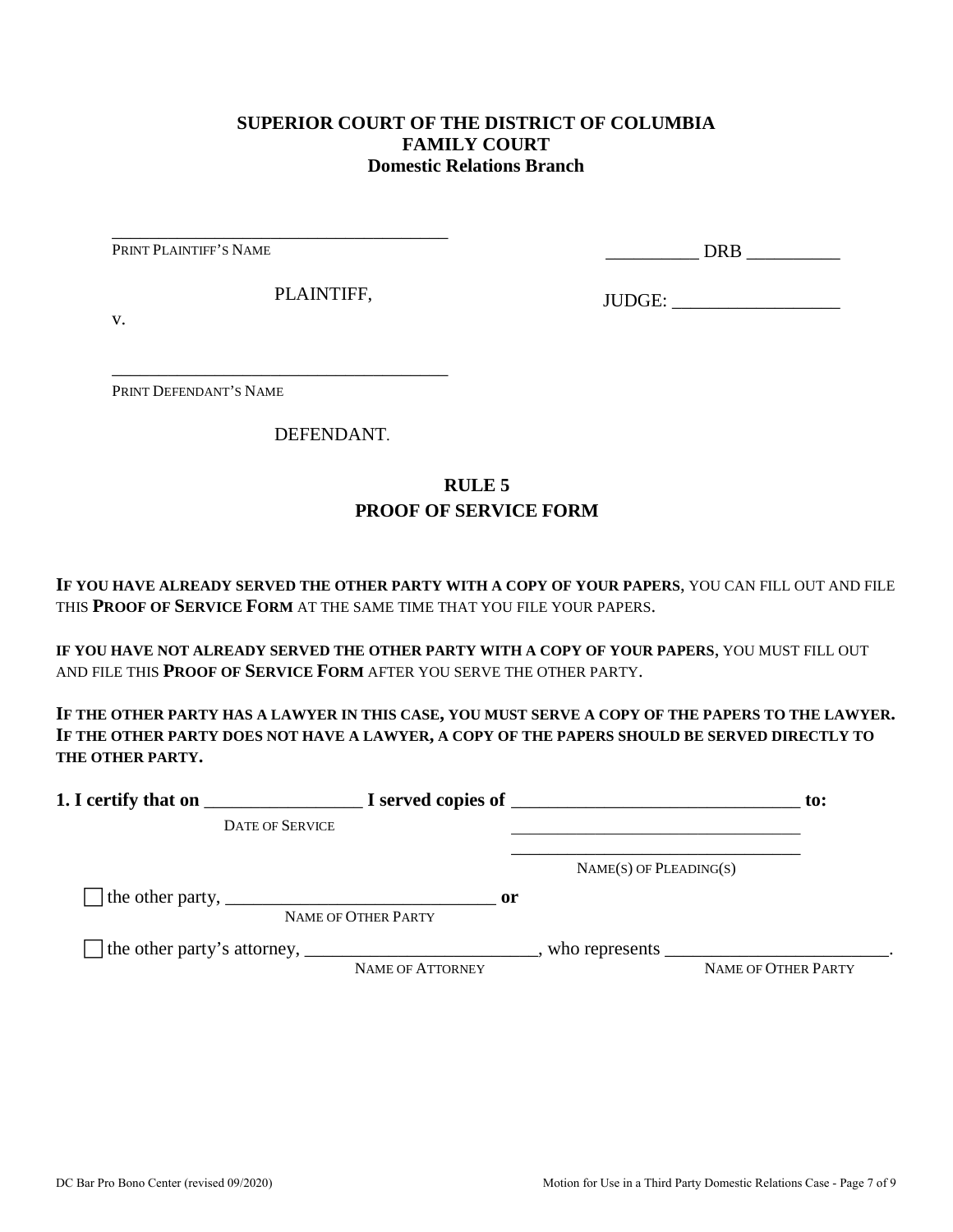**SUPERIOR COURT OF THE DISTRICT OF COLUMBIA**
**FAMILY COURT**
**Domestic Relations Branch**

_____________________________________
PRINT PLAINTIFF'S NAME

PLAINTIFF,

v.

_____________________________________
PRINT DEFENDANT'S NAME

DEFENDANT.

__________ DRB __________

JUDGE: __________________

## RULE 5
## PROOF OF SERVICE FORM

**IF YOU HAVE ALREADY SERVED THE OTHER PARTY WITH A COPY OF YOUR PAPERS**, YOU CAN FILL OUT AND FILE THIS **PROOF OF SERVICE FORM** AT THE SAME TIME THAT YOU FILE YOUR PAPERS.

**IF YOU HAVE NOT ALREADY SERVED THE OTHER PARTY WITH A COPY OF YOUR PAPERS**, YOU MUST FILL OUT AND FILE THIS **PROOF OF SERVICE FORM** AFTER YOU SERVE THE OTHER PARTY.

**IF THE OTHER PARTY HAS A LAWYER IN THIS CASE, YOU MUST SERVE A COPY OF THE PAPERS TO THE LAWYER. IF THE OTHER PARTY DOES NOT HAVE A LAWYER, A COPY OF THE PAPERS SHOULD BE SERVED DIRECTLY TO THE OTHER PARTY.**

**1. I certify that on** _________________ **I served copies of** _______________________________ **to:**
DATE OF SERVICE
_______________________________
_______________________________
NAME(S) OF PLEADING(S)

☐ the other party, _____________________________ **or**
NAME OF OTHER PARTY

☐ the other party's attorney, _________________________, who represents ________________________.
NAME OF ATTORNEY NAME OF OTHER PARTY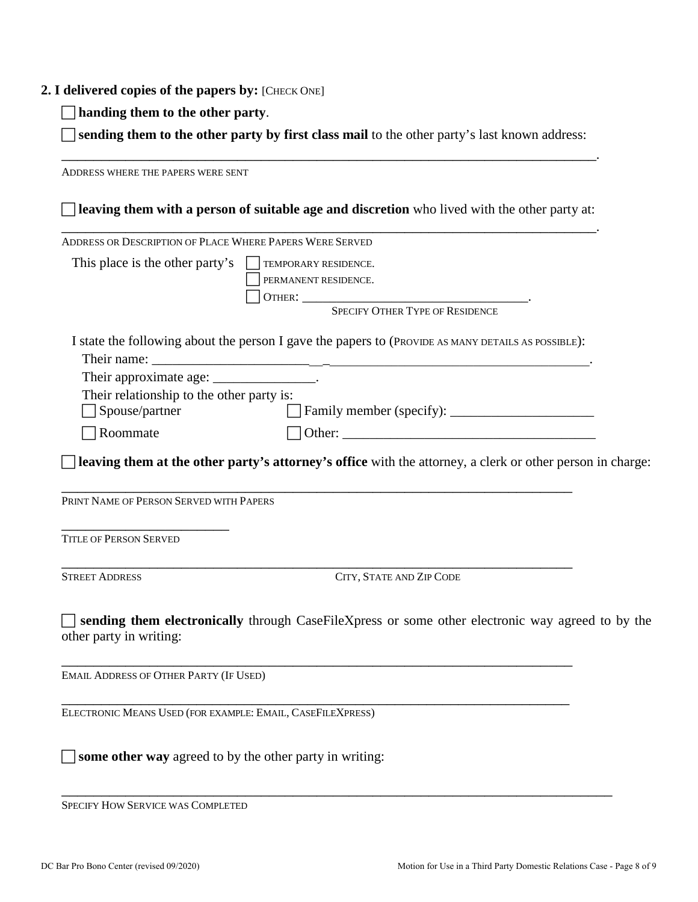**2. I delivered copies of the papers by:** [CHECK ONE]

☐ **handing them to the other party**.

☐ **sending them to the other party by first class mail** to the other party's last known address:

\_\_\_\_\_\_\_\_\_\_\_\_\_\_\_\_\_\_\_\_\_\_\_\_\_\_\_\_\_\_\_\_\_\_\_\_\_\_\_\_\_\_\_\_\_\_\_\_\_\_\_\_\_\_\_\_\_\_\_\_\_\_\_\_\_\_\_\_\_\_\_\_\_\_.
ADDRESS WHERE THE PAPERS WERE SENT

☐ **leaving them with a person of suitable age and discretion** who lived with the other party at:

\_\_\_\_\_\_\_\_\_\_\_\_\_\_\_\_\_\_\_\_\_\_\_\_\_\_\_\_\_\_\_\_\_\_\_\_\_\_\_\_\_\_\_\_\_\_\_\_\_\_\_\_\_\_\_\_\_\_\_\_\_\_\_\_\_\_\_\_\_\_\_\_\_\_.
ADDRESS OR DESCRIPTION OF PLACE WHERE PAPERS WERE SERVED

This place is the other party's
☐ TEMPORARY RESIDENCE.
☐ PERMANENT RESIDENCE.
☐ OTHER: \_\_\_\_\_\_\_\_\_\_\_\_\_\_\_\_\_\_\_\_\_\_\_\_\_\_\_\_\_\_\_\_\_\_.
SPECIFY OTHER TYPE OF RESIDENCE

I state the following about the person I gave the papers to (PROVIDE AS MANY DETAILS AS POSSIBLE):

Their name: \_\_\_\_\_\_\_\_\_\_\_\_\_\_\_\_\_\_\_\_\_\_\_\_\_\_\_\_\_\_\_\_\_\_\_\_\_\_\_\_\_\_\_\_\_\_\_\_\_\_\_\_\_\_\_\_\_\_\_\_\_\_\_\_.

Their approximate age: \_\_\_\_\_\_\_\_\_\_\_\_\_\_\_.

Their relationship to the other party is:

☐ Spouse/partner ☐ Family member (specify): \_\_\_\_\_\_\_\_\_\_\_\_\_\_\_\_\_\_\_\_\_

☐ Roommate ☐ Other: \_\_\_\_\_\_\_\_\_\_\_\_\_\_\_\_\_\_\_\_\_\_\_\_\_\_\_\_\_\_\_\_\_\_\_\_\_\_

☐ **leaving them at the other party's attorney's office** with the attorney, a clerk or other person in charge:

\_\_\_\_\_\_\_\_\_\_\_\_\_\_\_\_\_\_\_\_\_\_\_\_\_\_\_\_\_\_\_\_\_\_\_\_\_\_\_\_\_\_\_\_\_\_\_\_\_\_\_\_\_\_\_\_\_\_\_\_\_\_\_\_\_\_\_\_\_\_\_
PRINT NAME OF PERSON SERVED WITH PAPERS

\_\_\_\_\_\_\_\_\_\_\_\_\_\_\_\_\_\_\_\_\_\_\_\_\_\_
TITLE OF PERSON SERVED

\_\_\_\_\_\_\_\_\_\_\_\_\_\_\_\_\_\_\_\_\_\_\_\_\_\_\_\_\_\_\_\_\_\_\_\_\_\_\_\_\_\_\_\_\_\_\_\_\_\_\_\_\_\_\_\_\_\_\_\_\_\_\_\_\_\_\_\_\_\_\_
STREET ADDRESS CITY, STATE AND ZIP CODE

☐ **sending them electronically** through CaseFileXpress or some other electronic way agreed to by the other party in writing:

\_\_\_\_\_\_\_\_\_\_\_\_\_\_\_\_\_\_\_\_\_\_\_\_\_\_\_\_\_\_\_\_\_\_\_\_\_\_\_\_\_\_\_\_\_\_\_\_\_\_\_\_\_\_\_\_\_\_\_\_\_\_\_\_\_\_\_\_\_\_\_
EMAIL ADDRESS OF OTHER PARTY (IF USED)

\_\_\_\_\_\_\_\_\_\_\_\_\_\_\_\_\_\_\_\_\_\_\_\_\_\_\_\_\_\_\_\_\_\_\_\_\_\_\_\_\_\_\_\_\_\_\_\_\_\_\_\_\_\_\_\_\_\_\_\_\_\_\_\_\_\_\_\_\_\_\_
ELECTRONIC MEANS USED (FOR EXAMPLE: EMAIL, CASEFILEXPRESS)

☐ **some other way** agreed to by the other party in writing:

\_\_\_\_\_\_\_\_\_\_\_\_\_\_\_\_\_\_\_\_\_\_\_\_\_\_\_\_\_\_\_\_\_\_\_\_\_\_\_\_\_\_\_\_\_\_\_\_\_\_\_\_\_\_\_\_\_\_\_\_\_\_\_\_\_\_\_\_\_\_\_\_\_\_\_
SPECIFY HOW SERVICE WAS COMPLETED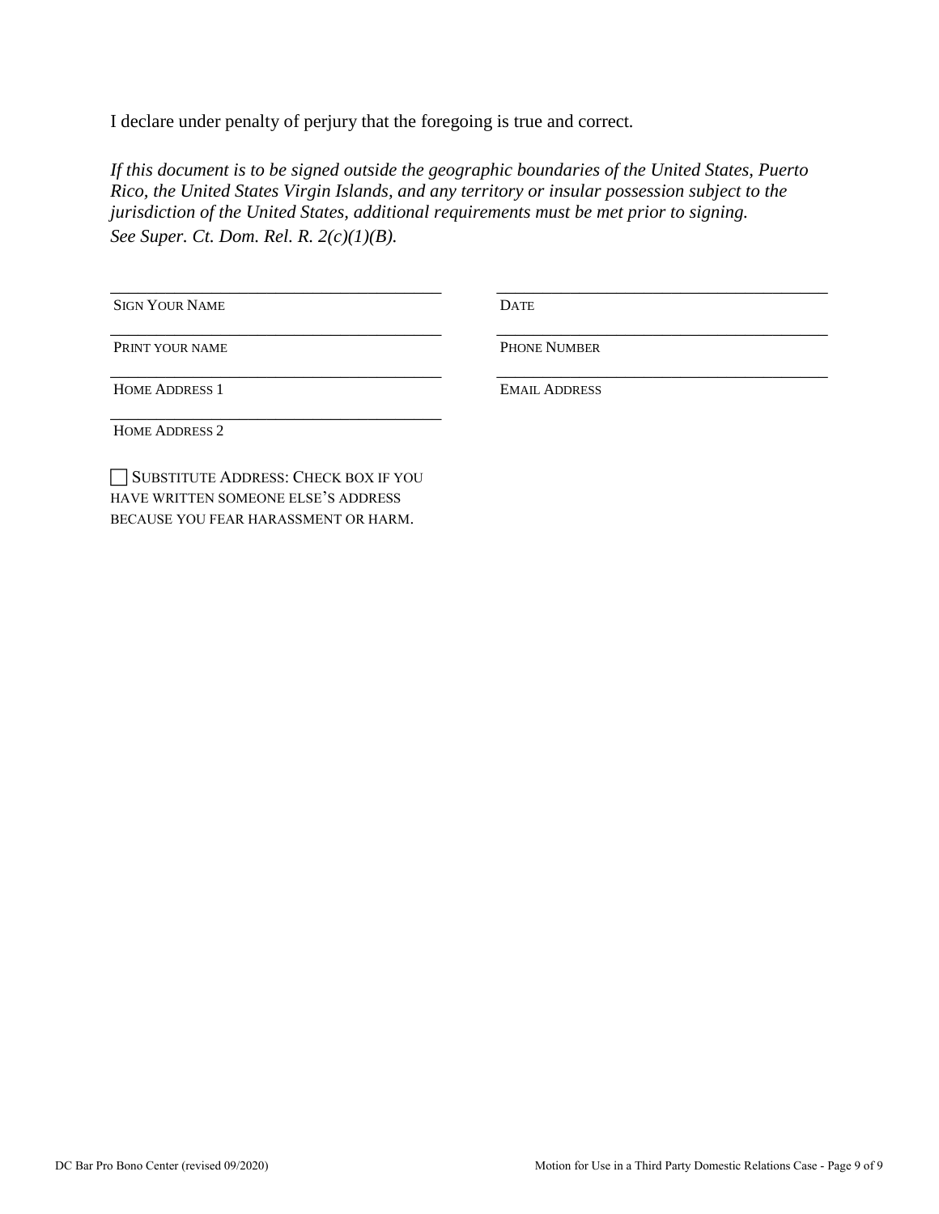I declare under penalty of perjury that the foregoing is true and correct.

*If this document is to be signed outside the geographic boundaries of the United States, Puerto Rico, the United States Virgin Islands, and any territory or insular possession subject to the jurisdiction of the United States, additional requirements must be met prior to signing. See Super. Ct. Dom. Rel. R. 2(c)(1)(B).*

| | |
|---|---|
| ______________________________ | ______________________________ |
| SIGN YOUR NAME | DATE |
| ______________________________ | ______________________________ |
| PRINT YOUR NAME | PHONE NUMBER |
| ______________________________ | ______________________________ |
| HOME ADDRESS 1 | EMAIL ADDRESS |
| ______________________________ | |
| HOME ADDRESS 2 | |

☐ SUBSTITUTE ADDRESS: CHECK BOX IF YOU HAVE WRITTEN SOMEONE ELSE'S ADDRESS BECAUSE YOU FEAR HARASSMENT OR HARM.